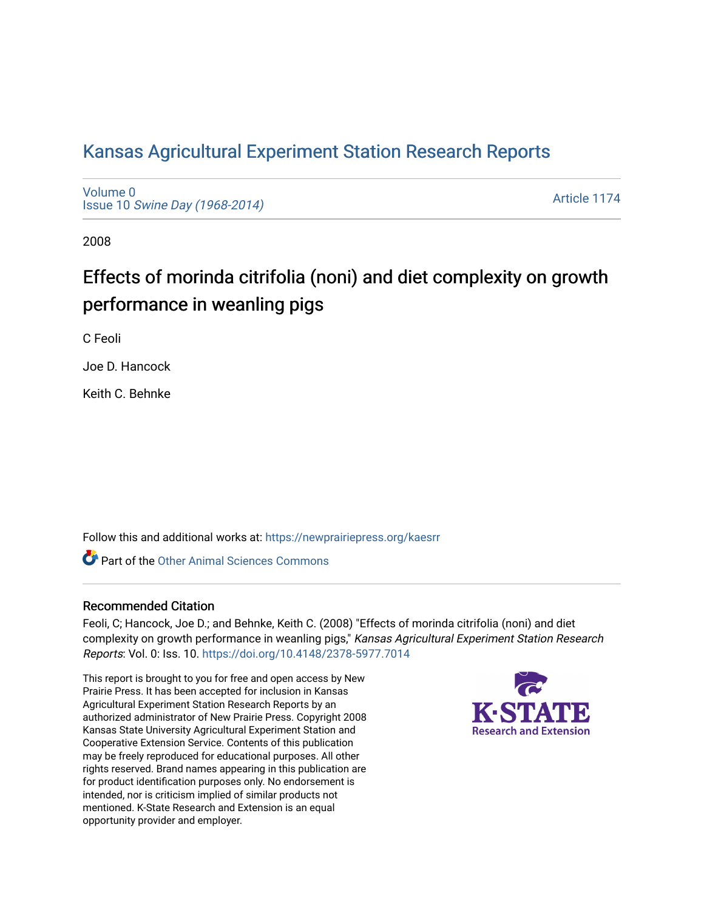# Kansas Agricultural Experiment Station Research Reports

Volume 0
Issue 10 *Swine Day (1968-2014)*

Article 1174

2008

## Effects of morinda citrifolia (noni) and diet complexity on growth performance in weanling pigs

C Feoli

Joe D. Hancock

Keith C. Behnke

Follow this and additional works at: https://newprairiepress.org/kaesrr

Part of the Other Animal Sciences Commons

### Recommended Citation

Feoli, C; Hancock, Joe D.; and Behnke, Keith C. (2008) "Effects of morinda citrifolia (noni) and diet complexity on growth performance in weanling pigs," *Kansas Agricultural Experiment Station Research Reports*: Vol. 0: Iss. 10. https://doi.org/10.4148/2378-5977.7014

This report is brought to you for free and open access by New Prairie Press. It has been accepted for inclusion in Kansas Agricultural Experiment Station Research Reports by an authorized administrator of New Prairie Press. Copyright 2008 Kansas State University Agricultural Experiment Station and Cooperative Extension Service. Contents of this publication may be freely reproduced for educational purposes. All other rights reserved. Brand names appearing in this publication are for product identification purposes only. No endorsement is intended, nor is criticism implied of similar products not mentioned. K-State Research and Extension is an equal opportunity provider and employer.

K-STATE Research and Extension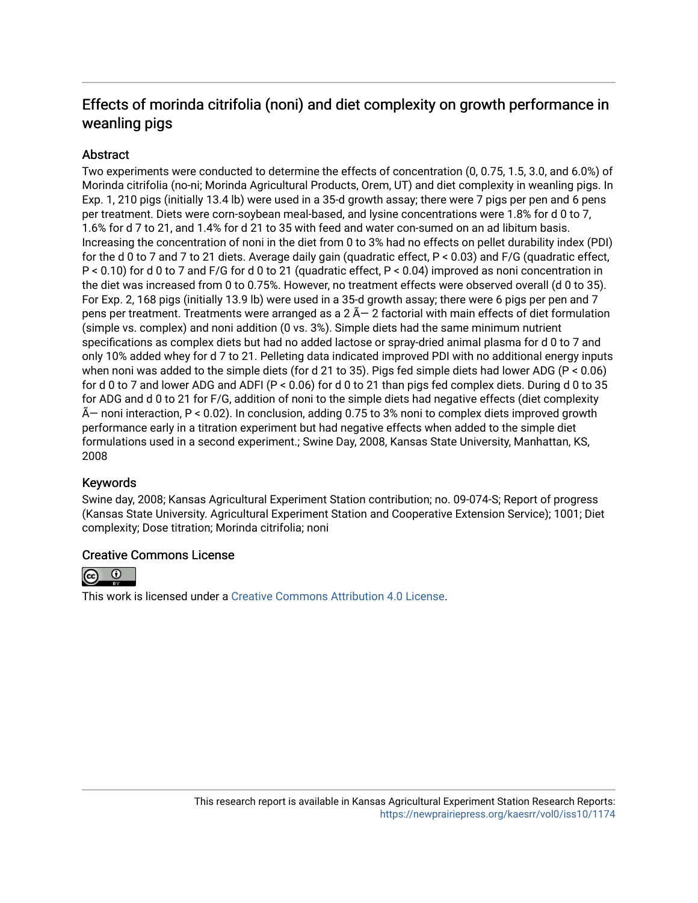# Effects of morinda citrifolia (noni) and diet complexity on growth performance in weanling pigs

## Abstract

Two experiments were conducted to determine the effects of concentration (0, 0.75, 1.5, 3.0, and 6.0%) of Morinda citrifolia (no-ni; Morinda Agricultural Products, Orem, UT) and diet complexity in weanling pigs. In Exp. 1, 210 pigs (initially 13.4 lb) were used in a 35-d growth assay; there were 7 pigs per pen and 6 pens per treatment. Diets were corn-soybean meal-based, and lysine concentrations were 1.8% for d 0 to 7, 1.6% for d 7 to 21, and 1.4% for d 21 to 35 with feed and water con-sumed on an ad libitum basis. Increasing the concentration of noni in the diet from 0 to 3% had no effects on pellet durability index (PDI) for the d 0 to 7 and 7 to 21 diets. Average daily gain (quadratic effect, $P < 0.03$) and F/G (quadratic effect, $P < 0.10$) for d 0 to 7 and F/G for d 0 to 21 (quadratic effect, $P < 0.04$) improved as noni concentration in the diet was increased from 0 to 0.75%. However, no treatment effects were observed overall (d 0 to 35). For Exp. 2, 168 pigs (initially 13.9 lb) were used in a 35-d growth assay; there were 6 pigs per pen and 7 pens per treatment. Treatments were arranged as a 2 Ã— 2 factorial with main effects of diet formulation (simple vs. complex) and noni addition (0 vs. 3%). Simple diets had the same minimum nutrient specifications as complex diets but had no added lactose or spray-dried animal plasma for d 0 to 7 and only 10% added whey for d 7 to 21. Pelleting data indicated improved PDI with no additional energy inputs when noni was added to the simple diets (for d 21 to 35). Pigs fed simple diets had lower ADG ($P < 0.06$) for d 0 to 7 and lower ADG and ADFI ($P < 0.06$) for d 0 to 21 than pigs fed complex diets. During d 0 to 35 for ADG and d 0 to 21 for F/G, addition of noni to the simple diets had negative effects (diet complexity Ã— noni interaction, $P < 0.02$). In conclusion, adding 0.75 to 3% noni to complex diets improved growth performance early in a titration experiment but had negative effects when added to the simple diet formulations used in a second experiment.; Swine Day, 2008, Kansas State University, Manhattan, KS, 2008

## Keywords

Swine day, 2008; Kansas Agricultural Experiment Station contribution; no. 09-074-S; Report of progress (Kansas State University. Agricultural Experiment Station and Cooperative Extension Service); 1001; Diet complexity; Dose titration; Morinda citrifolia; noni

## Creative Commons License

This work is licensed under a Creative Commons Attribution 4.0 License.

This research report is available in Kansas Agricultural Experiment Station Research Reports: https://newprairiepress.org/kaesrr/vol0/iss10/1174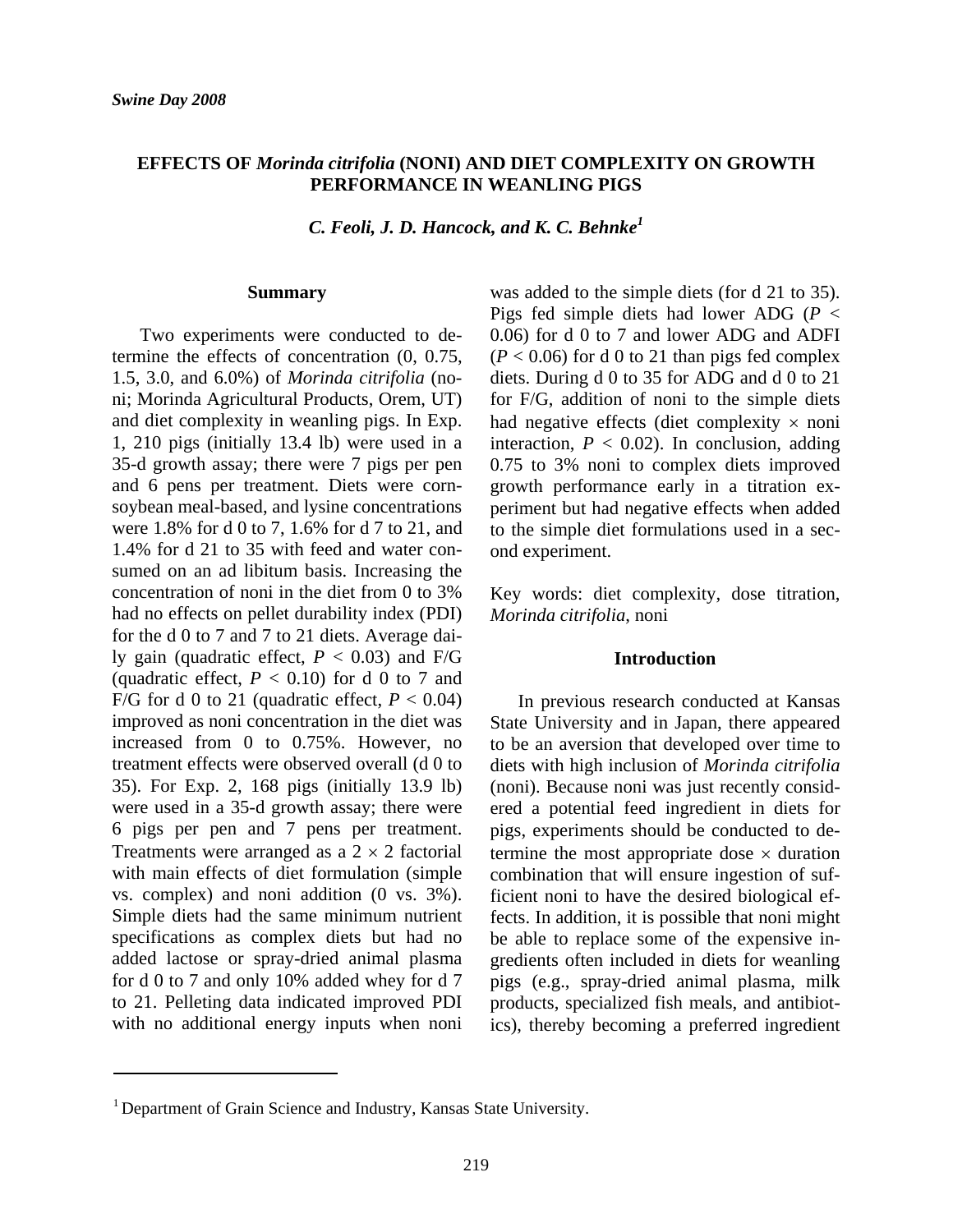*Swine Day 2008*

# EFFECTS OF *Morinda citrifolia* (NONI) AND DIET COMPLEXITY ON GROWTH PERFORMANCE IN WEANLING PIGS

***C. Feoli, J. D. Hancock, and K. C. Behnke*[1]**

## Summary

Two experiments were conducted to determine the effects of concentration (0, 0.75, 1.5, 3.0, and 6.0%) of *Morinda citrifolia* (noni; Morinda Agricultural Products, Orem, UT) and diet complexity in weanling pigs. In Exp. 1, 210 pigs (initially 13.4 lb) were used in a 35-d growth assay; there were 7 pigs per pen and 6 pens per treatment. Diets were corn-soybean meal-based, and lysine concentrations were 1.8% for d 0 to 7, 1.6% for d 7 to 21, and 1.4% for d 21 to 35 with feed and water consumed on an ad libitum basis. Increasing the concentration of noni in the diet from 0 to 3% had no effects on pellet durability index (PDI) for the d 0 to 7 and 7 to 21 diets. Average daily gain (quadratic effect, $P < 0.03$) and F/G (quadratic effect, $P < 0.10$) for d 0 to 7 and F/G for d 0 to 21 (quadratic effect, $P < 0.04$) improved as noni concentration in the diet was increased from 0 to 0.75%. However, no treatment effects were observed overall (d 0 to 35). For Exp. 2, 168 pigs (initially 13.9 lb) were used in a 35-d growth assay; there were 6 pigs per pen and 7 pens per treatment. Treatments were arranged as a $2 \times 2$ factorial with main effects of diet formulation (simple vs. complex) and noni addition (0 vs. 3%). Simple diets had the same minimum nutrient specifications as complex diets but had no added lactose or spray-dried animal plasma for d 0 to 7 and only 10% added whey for d 7 to 21. Pelleting data indicated improved PDI with no additional energy inputs when noni was added to the simple diets (for d 21 to 35). Pigs fed simple diets had lower ADG ($P < 0.06$) for d 0 to 7 and lower ADG and ADFI ($P < 0.06$) for d 0 to 21 than pigs fed complex diets. During d 0 to 35 for ADG and d 0 to 21 for F/G, addition of noni to the simple diets had negative effects (diet complexity $\times$ noni interaction, $P < 0.02$). In conclusion, adding 0.75 to 3% noni to complex diets improved growth performance early in a titration experiment but had negative effects when added to the simple diet formulations used in a second experiment.

Key words: diet complexity, dose titration, *Morinda citrifolia*, noni

## Introduction

In previous research conducted at Kansas State University and in Japan, there appeared to be an aversion that developed over time to diets with high inclusion of *Morinda citrifolia* (noni). Because noni was just recently considered a potential feed ingredient in diets for pigs, experiments should be conducted to determine the most appropriate dose $\times$ duration combination that will ensure ingestion of sufficient noni to have the desired biological effects. In addition, it is possible that noni might be able to replace some of the expensive ingredients often included in diets for weanling pigs (e.g., spray-dried animal plasma, milk products, specialized fish meals, and antibiotics), thereby becoming a preferred ingredient

[1] Department of Grain Science and Industry, Kansas State University.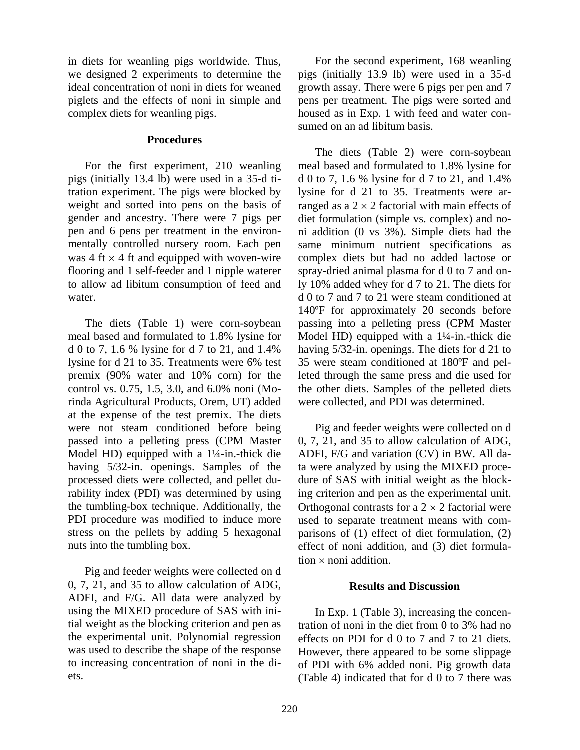in diets for weanling pigs worldwide. Thus, we designed 2 experiments to determine the ideal concentration of noni in diets for weaned piglets and the effects of noni in simple and complex diets for weanling pigs.

## Procedures

For the first experiment, 210 weanling pigs (initially 13.4 lb) were used in a 35-d titration experiment. The pigs were blocked by weight and sorted into pens on the basis of gender and ancestry. There were 7 pigs per pen and 6 pens per treatment in the environmentally controlled nursery room. Each pen was 4 ft × 4 ft and equipped with woven-wire flooring and 1 self-feeder and 1 nipple waterer to allow ad libitum consumption of feed and water.

The diets (Table 1) were corn-soybean meal based and formulated to 1.8% lysine for d 0 to 7, 1.6 % lysine for d 7 to 21, and 1.4% lysine for d 21 to 35. Treatments were 6% test premix (90% water and 10% corn) for the control vs. 0.75, 1.5, 3.0, and 6.0% noni (Morinda Agricultural Products, Orem, UT) added at the expense of the test premix. The diets were not steam conditioned before being passed into a pelleting press (CPM Master Model HD) equipped with a 1¼-in.-thick die having 5/32-in. openings. Samples of the processed diets were collected, and pellet durability index (PDI) was determined by using the tumbling-box technique. Additionally, the PDI procedure was modified to induce more stress on the pellets by adding 5 hexagonal nuts into the tumbling box.

Pig and feeder weights were collected on d 0, 7, 21, and 35 to allow calculation of ADG, ADFI, and F/G. All data were analyzed by using the MIXED procedure of SAS with initial weight as the blocking criterion and pen as the experimental unit. Polynomial regression was used to describe the shape of the response to increasing concentration of noni in the diets.

For the second experiment, 168 weanling pigs (initially 13.9 lb) were used in a 35-d growth assay. There were 6 pigs per pen and 7 pens per treatment. The pigs were sorted and housed as in Exp. 1 with feed and water consumed on an ad libitum basis.

The diets (Table 2) were corn-soybean meal based and formulated to 1.8% lysine for d 0 to 7, 1.6 % lysine for d 7 to 21, and 1.4% lysine for d 21 to 35. Treatments were arranged as a 2 × 2 factorial with main effects of diet formulation (simple vs. complex) and noni addition (0 vs 3%). Simple diets had the same minimum nutrient specifications as complex diets but had no added lactose or spray-dried animal plasma for d 0 to 7 and only 10% added whey for d 7 to 21. The diets for d 0 to 7 and 7 to 21 were steam conditioned at 140ºF for approximately 20 seconds before passing into a pelleting press (CPM Master Model HD) equipped with a 1¼-in.-thick die having 5/32-in. openings. The diets for d 21 to 35 were steam conditioned at 180ºF and pelleted through the same press and die used for the other diets. Samples of the pelleted diets were collected, and PDI was determined.

Pig and feeder weights were collected on d 0, 7, 21, and 35 to allow calculation of ADG, ADFI, F/G and variation (CV) in BW. All data were analyzed by using the MIXED procedure of SAS with initial weight as the blocking criterion and pen as the experimental unit. Orthogonal contrasts for a 2 × 2 factorial were used to separate treatment means with comparisons of (1) effect of diet formulation, (2) effect of noni addition, and (3) diet formulation × noni addition.

## Results and Discussion

In Exp. 1 (Table 3), increasing the concentration of noni in the diet from 0 to 3% had no effects on PDI for d 0 to 7 and 7 to 21 diets. However, there appeared to be some slippage of PDI with 6% added noni. Pig growth data (Table 4) indicated that for d 0 to 7 there was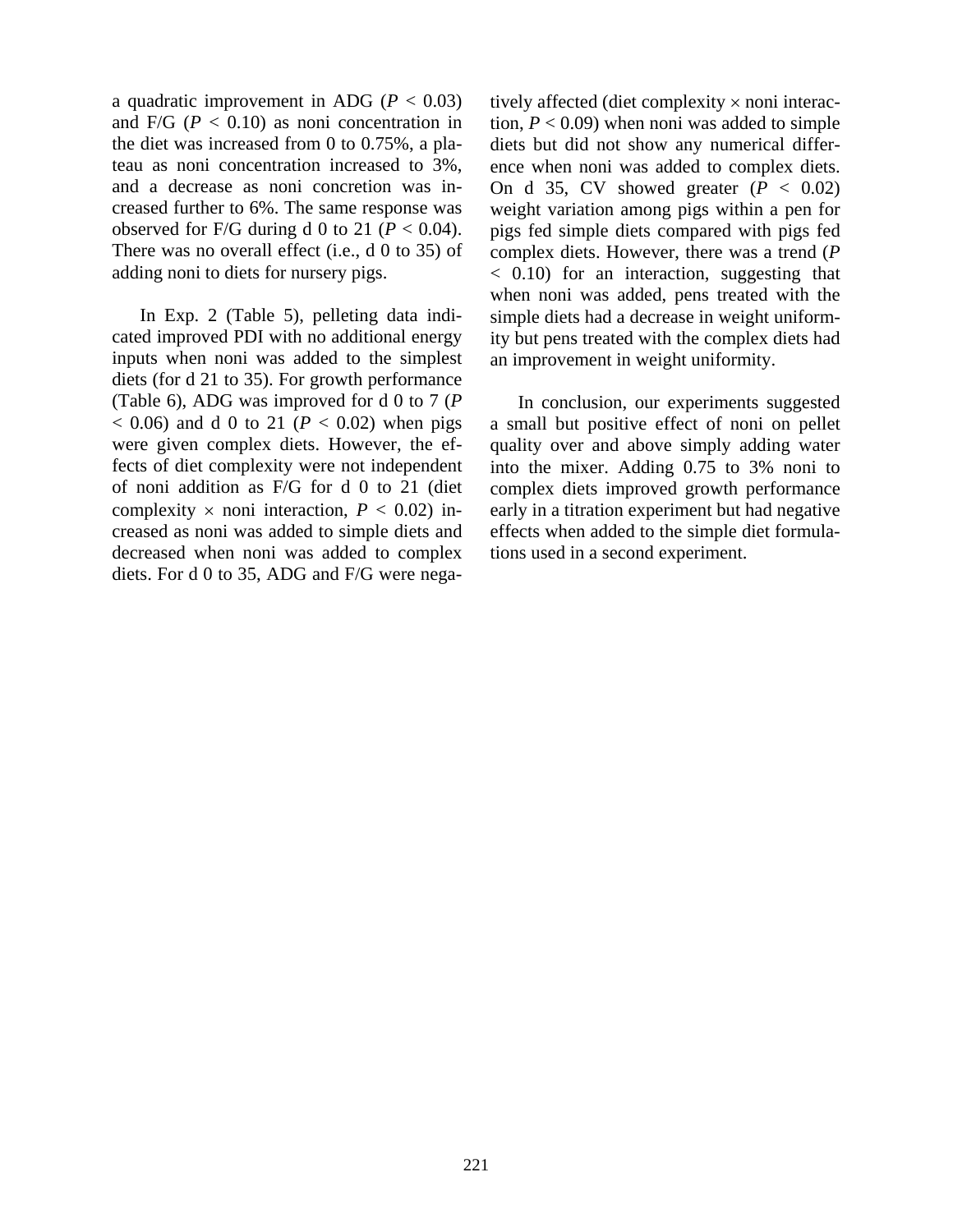a quadratic improvement in ADG ($P < 0.03$) and F/G ($P < 0.10$) as noni concentration in the diet was increased from 0 to 0.75%, a plateau as noni concentration increased to 3%, and a decrease as noni concretion was increased further to 6%. The same response was observed for F/G during d 0 to 21 ($P < 0.04$). There was no overall effect (i.e., d 0 to 35) of adding noni to diets for nursery pigs.

In Exp. 2 (Table 5), pelleting data indicated improved PDI with no additional energy inputs when noni was added to the simplest diets (for d 21 to 35). For growth performance (Table 6), ADG was improved for d 0 to 7 ($P < 0.06$) and d 0 to 21 ($P < 0.02$) when pigs were given complex diets. However, the effects of diet complexity were not independent of noni addition as F/G for d 0 to 21 (diet complexity $\times$ noni interaction, $P < 0.02$) increased as noni was added to simple diets and decreased when noni was added to complex diets. For d 0 to 35, ADG and F/G were negatively affected (diet complexity $\times$ noni interaction, $P < 0.09$) when noni was added to simple diets but did not show any numerical difference when noni was added to complex diets. On d 35, CV showed greater ($P < 0.02$) weight variation among pigs within a pen for pigs fed simple diets compared with pigs fed complex diets. However, there was a trend ($P < 0.10$) for an interaction, suggesting that when noni was added, pens treated with the simple diets had a decrease in weight uniformity but pens treated with the complex diets had an improvement in weight uniformity.

In conclusion, our experiments suggested a small but positive effect of noni on pellet quality over and above simply adding water into the mixer. Adding 0.75 to 3% noni to complex diets improved growth performance early in a titration experiment but had negative effects when added to the simple diet formulations used in a second experiment.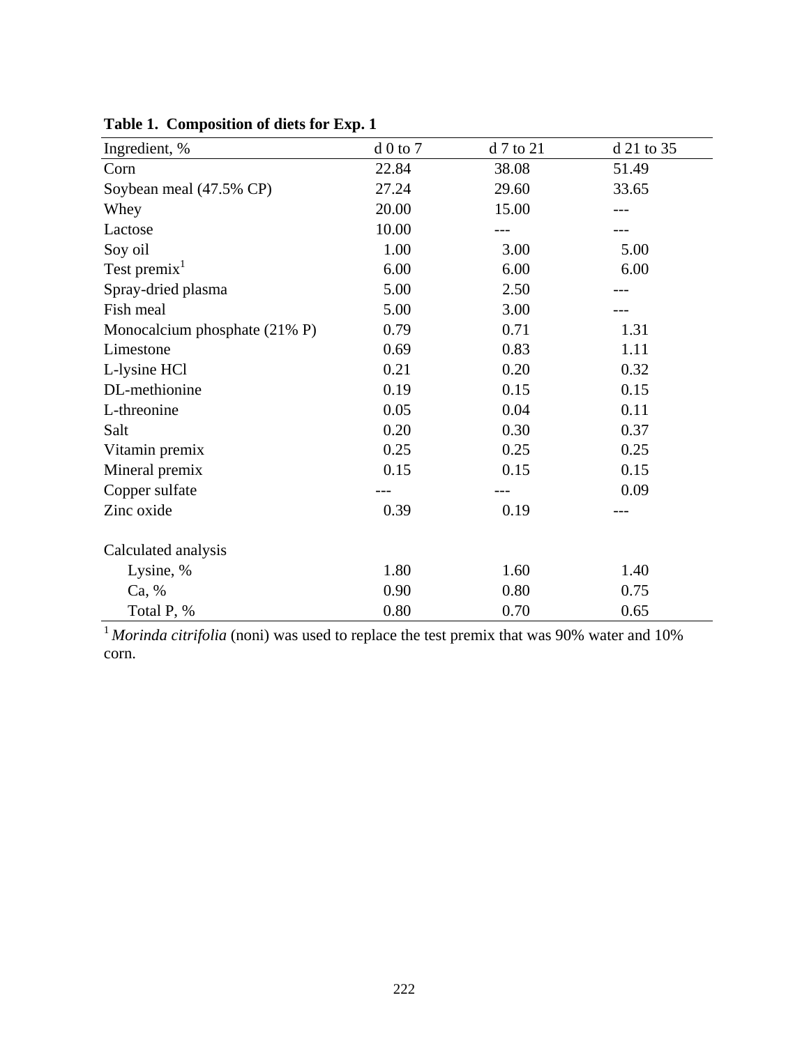**Table 1. Composition of diets for Exp. 1**

| Ingredient, % | d 0 to 7 | d 7 to 21 | d 21 to 35 |
|---|---|---|---|
| Corn | 22.84 | 38.08 | 51.49 |
| Soybean meal (47.5% CP) | 27.24 | 29.60 | 33.65 |
| Whey | 20.00 | 15.00 | --- |
| Lactose | 10.00 | --- | --- |
| Soy oil | 1.00 | 3.00 | 5.00 |
| Test premix[1] | 6.00 | 6.00 | 6.00 |
| Spray-dried plasma | 5.00 | 2.50 | --- |
| Fish meal | 5.00 | 3.00 | --- |
| Monocalcium phosphate (21% P) | 0.79 | 0.71 | 1.31 |
| Limestone | 0.69 | 0.83 | 1.11 |
| L-lysine HCl | 0.21 | 0.20 | 0.32 |
| DL-methionine | 0.19 | 0.15 | 0.15 |
| L-threonine | 0.05 | 0.04 | 0.11 |
| Salt | 0.20 | 0.30 | 0.37 |
| Vitamin premix | 0.25 | 0.25 | 0.25 |
| Mineral premix | 0.15 | 0.15 | 0.15 |
| Copper sulfate | --- | --- | 0.09 |
| Zinc oxide | 0.39 | 0.19 | --- |
| | | | |
| Calculated analysis | | | |
| Lysine, % | 1.80 | 1.60 | 1.40 |
| Ca, % | 0.90 | 0.80 | 0.75 |
| Total P, % | 0.80 | 0.70 | 0.65 |

[1] *Morinda citrifolia* (noni) was used to replace the test premix that was 90% water and 10% corn.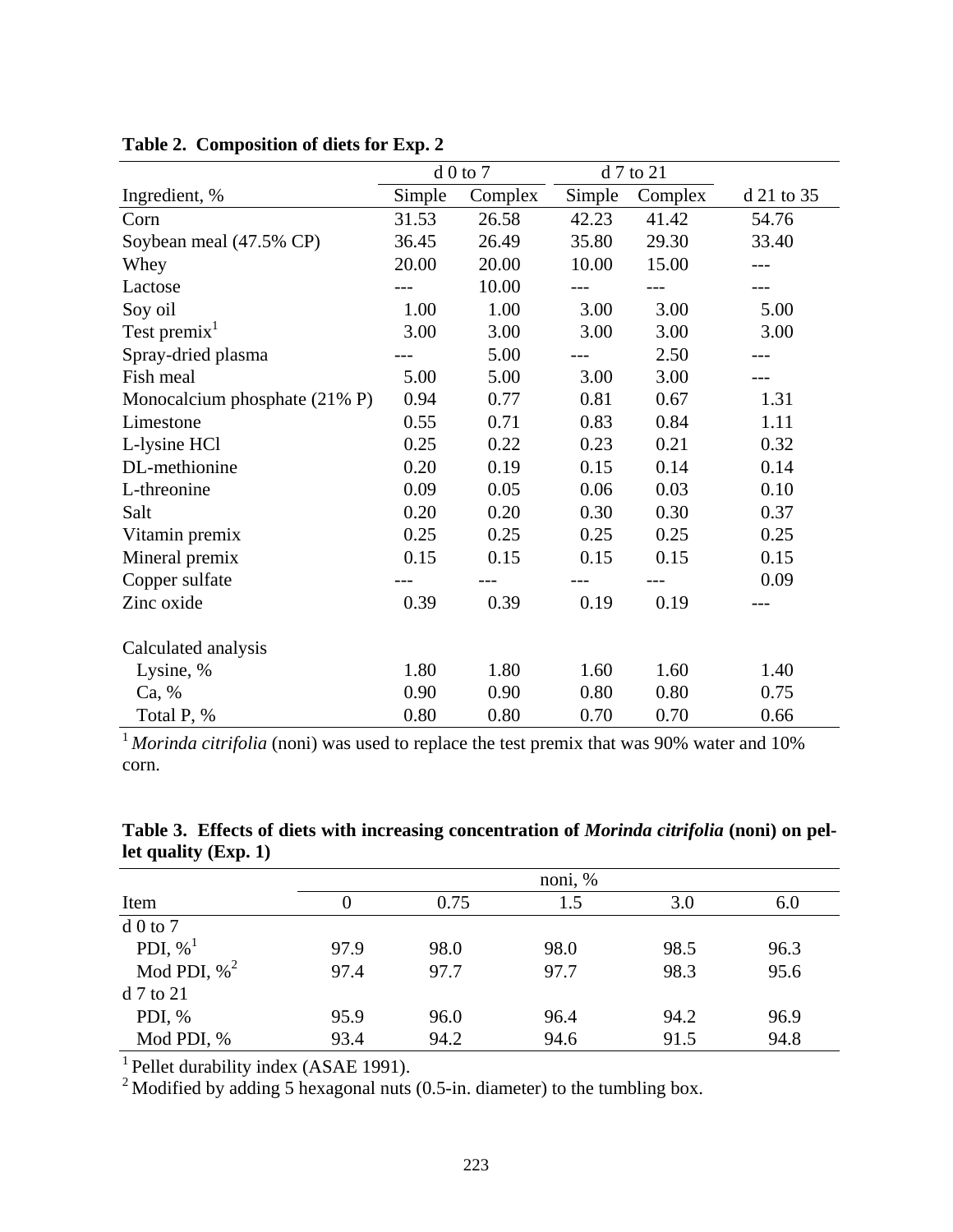**Table 2. Composition of diets for Exp. 2**

| | d 0 to 7 | | d 7 to 21 | | |
|---|---|---|---|---|---|
| Ingredient, % | Simple | Complex | Simple | Complex | d 21 to 35 |
| Corn | 31.53 | 26.58 | 42.23 | 41.42 | 54.76 |
| Soybean meal (47.5% CP) | 36.45 | 26.49 | 35.80 | 29.30 | 33.40 |
| Whey | 20.00 | 20.00 | 10.00 | 15.00 | --- |
| Lactose | --- | 10.00 | --- | --- | --- |
| Soy oil | 1.00 | 1.00 | 3.00 | 3.00 | 5.00 |
| Test premix[1] | 3.00 | 3.00 | 3.00 | 3.00 | 3.00 |
| Spray-dried plasma | --- | 5.00 | --- | 2.50 | --- |
| Fish meal | 5.00 | 5.00 | 3.00 | 3.00 | --- |
| Monocalcium phosphate (21% P) | 0.94 | 0.77 | 0.81 | 0.67 | 1.31 |
| Limestone | 0.55 | 0.71 | 0.83 | 0.84 | 1.11 |
| L-lysine HCl | 0.25 | 0.22 | 0.23 | 0.21 | 0.32 |
| DL-methionine | 0.20 | 0.19 | 0.15 | 0.14 | 0.14 |
| L-threonine | 0.09 | 0.05 | 0.06 | 0.03 | 0.10 |
| Salt | 0.20 | 0.20 | 0.30 | 0.30 | 0.37 |
| Vitamin premix | 0.25 | 0.25 | 0.25 | 0.25 | 0.25 |
| Mineral premix | 0.15 | 0.15 | 0.15 | 0.15 | 0.15 |
| Copper sulfate | --- | --- | --- | --- | 0.09 |
| Zinc oxide | 0.39 | 0.39 | 0.19 | 0.19 | --- |
| Calculated analysis | | | | | |
| Lysine, % | 1.80 | 1.80 | 1.60 | 1.60 | 1.40 |
| Ca, % | 0.90 | 0.90 | 0.80 | 0.80 | 0.75 |
| Total P, % | 0.80 | 0.80 | 0.70 | 0.70 | 0.66 |

[1] *Morinda citrifolia* (noni) was used to replace the test premix that was 90% water and 10% corn.

**Table 3. Effects of diets with increasing concentration of *Morinda citrifolia* (noni) on pellet quality (Exp. 1)**

| | noni, % | | | | |
|---|---|---|---|---|---|
| Item | 0 | 0.75 | 1.5 | 3.0 | 6.0 |
| d 0 to 7 | | | | | |
| PDI, %[1] | 97.9 | 98.0 | 98.0 | 98.5 | 96.3 |
| Mod PDI, %[2] | 97.4 | 97.7 | 97.7 | 98.3 | 95.6 |
| d 7 to 21 | | | | | |
| PDI, % | 95.9 | 96.0 | 96.4 | 94.2 | 96.9 |
| Mod PDI, % | 93.4 | 94.2 | 94.6 | 91.5 | 94.8 |

[1] Pellet durability index (ASAE 1991).

[2] Modified by adding 5 hexagonal nuts (0.5-in. diameter) to the tumbling box.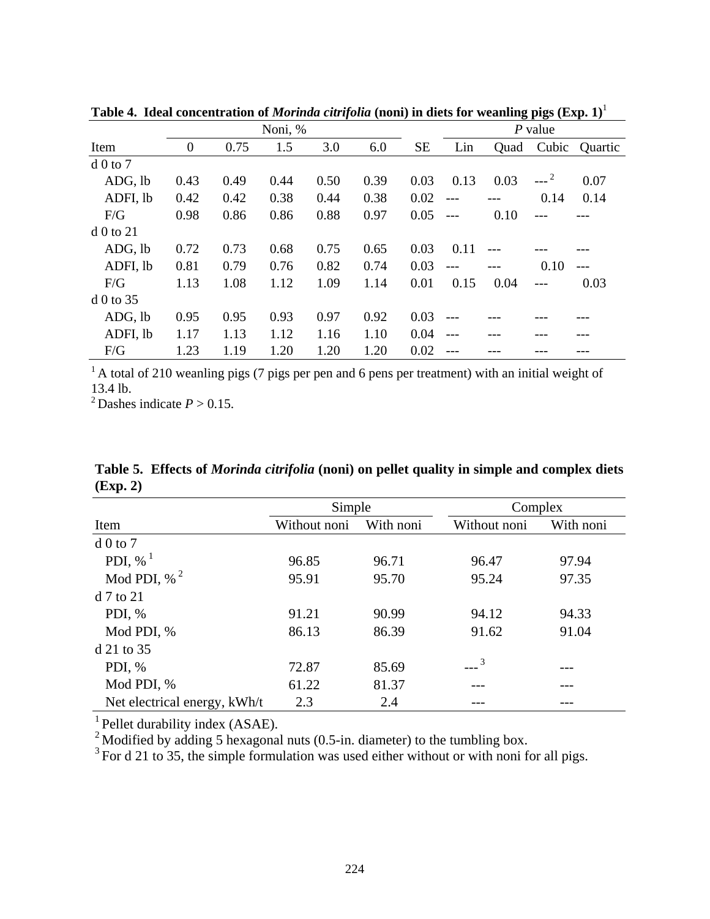**Table 4. Ideal concentration of *Morinda citrifolia* (noni) in diets for weanling pigs (Exp. 1)**[1]

| | Noni, % | | | | | | *P* value | | | |
|---|---|---|---|---|---|---|---|---|---|---|
| Item | 0 | 0.75 | 1.5 | 3.0 | 6.0 | SE | Lin | Quad | Cubic | Quartic |
| d 0 to 7 | | | | | | | | | | |
| ADG, lb | 0.43 | 0.49 | 0.44 | 0.50 | 0.39 | 0.03 | 0.13 | 0.03 | ---[2] | 0.07 |
| ADFI, lb | 0.42 | 0.42 | 0.38 | 0.44 | 0.38 | 0.02 | --- | --- | 0.14 | 0.14 |
| F/G | 0.98 | 0.86 | 0.86 | 0.88 | 0.97 | 0.05 | --- | 0.10 | --- | --- |
| d 0 to 21 | | | | | | | | | | |
| ADG, lb | 0.72 | 0.73 | 0.68 | 0.75 | 0.65 | 0.03 | 0.11 | --- | --- | --- |
| ADFI, lb | 0.81 | 0.79 | 0.76 | 0.82 | 0.74 | 0.03 | --- | --- | 0.10 | --- |
| F/G | 1.13 | 1.08 | 1.12 | 1.09 | 1.14 | 0.01 | 0.15 | 0.04 | --- | 0.03 |
| d 0 to 35 | | | | | | | | | | |
| ADG, lb | 0.95 | 0.95 | 0.93 | 0.97 | 0.92 | 0.03 | --- | --- | --- | --- |
| ADFI, lb | 1.17 | 1.13 | 1.12 | 1.16 | 1.10 | 0.04 | --- | --- | --- | --- |
| F/G | 1.23 | 1.19 | 1.20 | 1.20 | 1.20 | 0.02 | --- | --- | --- | --- |

[1] A total of 210 weanling pigs (7 pigs per pen and 6 pens per treatment) with an initial weight of 13.4 lb.
[2] Dashes indicate $P > 0.15$.

**Table 5. Effects of *Morinda citrifolia* (noni) on pellet quality in simple and complex diets (Exp. 2)**

| | Simple | | Complex | |
|---|---|---|---|---|
| Item | Without noni | With noni | Without noni | With noni |
| d 0 to 7 | | | | |
| PDI, %[1] | 96.85 | 96.71 | 96.47 | 97.94 |
| Mod PDI, %[2] | 95.91 | 95.70 | 95.24 | 97.35 |
| d 7 to 21 | | | | |
| PDI, % | 91.21 | 90.99 | 94.12 | 94.33 |
| Mod PDI, % | 86.13 | 86.39 | 91.62 | 91.04 |
| d 21 to 35 | | | | |
| PDI, % | 72.87 | 85.69 | ---[3] | --- |
| Mod PDI, % | 61.22 | 81.37 | --- | --- |
| Net electrical energy, kWh/t | 2.3 | 2.4 | --- | --- |

[1] Pellet durability index (ASAE).
[2] Modified by adding 5 hexagonal nuts (0.5-in. diameter) to the tumbling box.
[3] For d 21 to 35, the simple formulation was used either without or with noni for all pigs.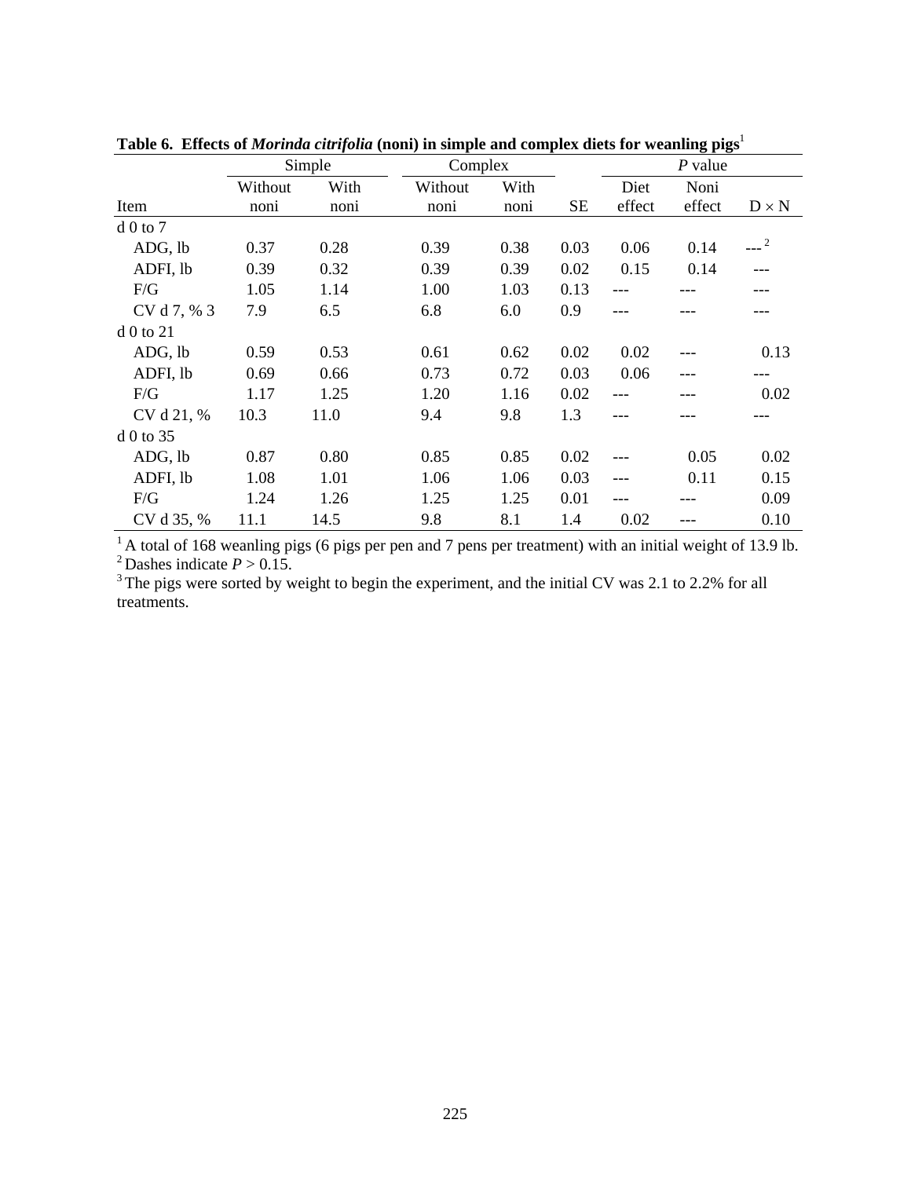**Table 6. Effects of *Morinda citrifolia* (noni) in simple and complex diets for weanling pigs**[1]

| | Simple | | Complex | | | *P* value | | |
|---|---|---|---|---|---|---|---|---|
| Item | Without noni | With noni | Without noni | With noni | SE | Diet effect | Noni effect | D × N |
| d 0 to 7 | | | | | | | | |
| ADG, lb | 0.37 | 0.28 | 0.39 | 0.38 | 0.03 | 0.06 | 0.14 | ---[2] |
| ADFI, lb | 0.39 | 0.32 | 0.39 | 0.39 | 0.02 | 0.15 | 0.14 | --- |
| F/G | 1.05 | 1.14 | 1.00 | 1.03 | 0.13 | --- | --- | --- |
| CV d 7, % 3 | 7.9 | 6.5 | 6.8 | 6.0 | 0.9 | --- | --- | --- |
| d 0 to 21 | | | | | | | | |
| ADG, lb | 0.59 | 0.53 | 0.61 | 0.62 | 0.02 | 0.02 | --- | 0.13 |
| ADFI, lb | 0.69 | 0.66 | 0.73 | 0.72 | 0.03 | 0.06 | --- | --- |
| F/G | 1.17 | 1.25 | 1.20 | 1.16 | 0.02 | --- | --- | 0.02 |
| CV d 21, % | 10.3 | 11.0 | 9.4 | 9.8 | 1.3 | --- | --- | --- |
| d 0 to 35 | | | | | | | | |
| ADG, lb | 0.87 | 0.80 | 0.85 | 0.85 | 0.02 | --- | 0.05 | 0.02 |
| ADFI, lb | 1.08 | 1.01 | 1.06 | 1.06 | 0.03 | --- | 0.11 | 0.15 |
| F/G | 1.24 | 1.26 | 1.25 | 1.25 | 0.01 | --- | --- | 0.09 |
| CV d 35, % | 11.1 | 14.5 | 9.8 | 8.1 | 1.4 | 0.02 | --- | 0.10 |

[1] A total of 168 weanling pigs (6 pigs per pen and 7 pens per treatment) with an initial weight of 13.9 lb.
[2] Dashes indicate $P > 0.15$.
[3] The pigs were sorted by weight to begin the experiment, and the initial CV was 2.1 to 2.2% for all treatments.